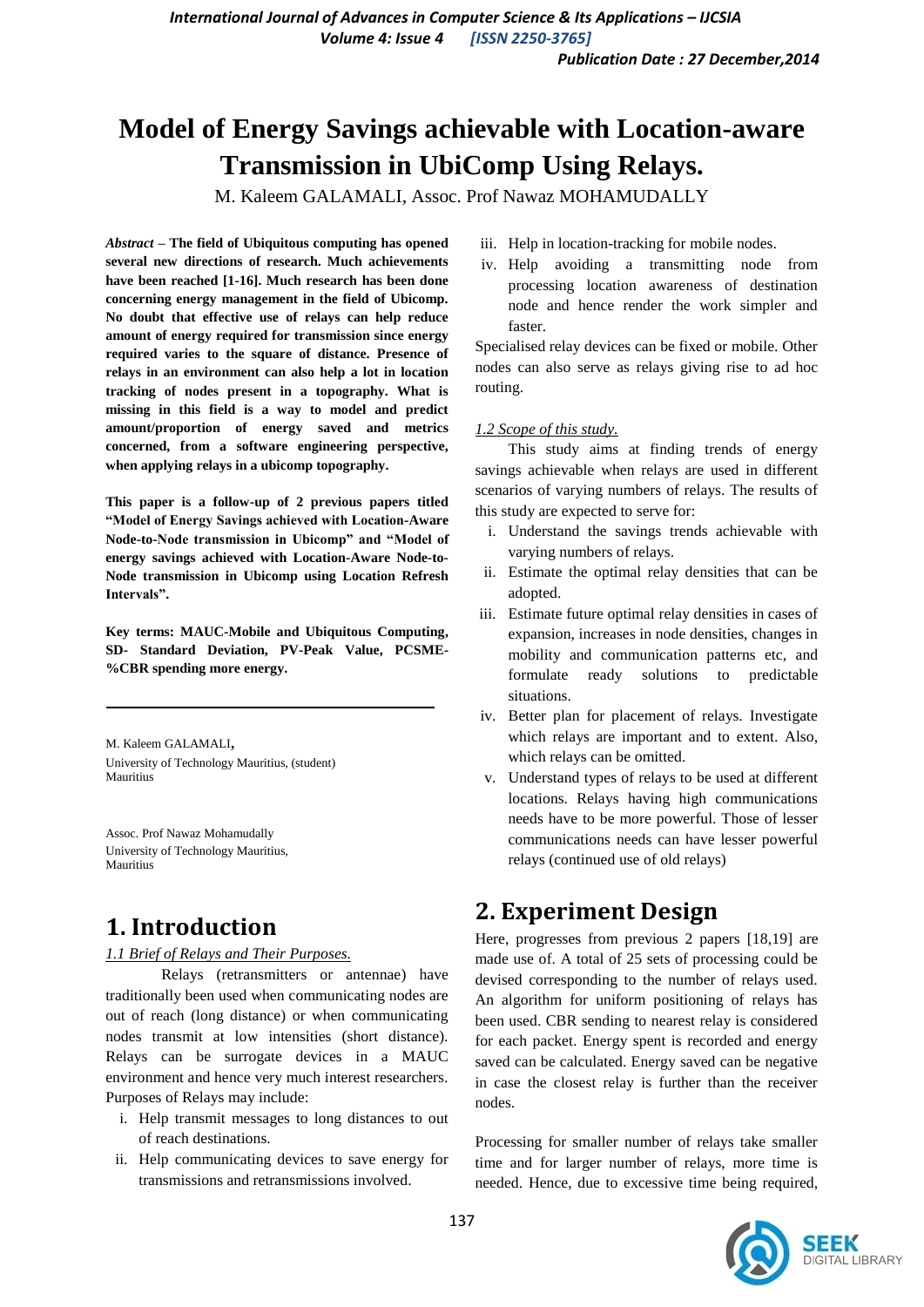# Model of Energy Savings achievable with Location-aware Transmission in UbiComp Using Relays.

M. Kaleem GALAMALI, Assoc. Prof Nawaz MOHAMUDALLY

***Abstract* – The field of Ubiquitous computing has opened several new directions of research. Much achievements have been reached [1-16]. Much research has been done concerning energy management in the field of Ubicomp. No doubt that effective use of relays can help reduce amount of energy required for transmission since energy required varies to the square of distance. Presence of relays in an environment can also help a lot in location tracking of nodes present in a topography. What is missing in this field is a way to model and predict amount/proportion of energy saved and metrics concerned, from a software engineering perspective, when applying relays in a ubicomp topography.**

**This paper is a follow-up of 2 previous papers titled "Model of Energy Savings achieved with Location-Aware Node-to-Node transmission in Ubicomp" and "Model of energy savings achieved with Location-Aware Node-to-Node transmission in Ubicomp using Location Refresh Intervals".**

**Key terms: MAUC-Mobile and Ubiquitous Computing, SD- Standard Deviation, PV-Peak Value, PCSME-%CBR spending more energy.**

---

M. Kaleem GALAMALI,
University of Technology Mauritius, (student)
Mauritius

Assoc. Prof Nawaz Mohamudally
University of Technology Mauritius,
Mauritius

# 1. Introduction

*1.1 Brief of Relays and Their Purposes.*

Relays (retransmitters or antennae) have traditionally been used when communicating nodes are out of reach (long distance) or when communicating nodes transmit at low intensities (short distance). Relays can be surrogate devices in a MAUC environment and hence very much interest researchers. Purposes of Relays may include:

1. Help transmit messages to long distances to out of reach destinations.
2. Help communicating devices to save energy for transmissions and retransmissions involved.
3. Help in location-tracking for mobile nodes.
4. Help avoiding a transmitting node from processing location awareness of destination node and hence render the work simpler and faster.

Specialised relay devices can be fixed or mobile. Other nodes can also serve as relays giving rise to ad hoc routing.

*1.2 Scope of this study.*

This study aims at finding trends of energy savings achievable when relays are used in different scenarios of varying numbers of relays. The results of this study are expected to serve for:

1. Understand the savings trends achievable with varying numbers of relays.
2. Estimate the optimal relay densities that can be adopted.
3. Estimate future optimal relay densities in cases of expansion, increases in node densities, changes in mobility and communication patterns etc, and formulate ready solutions to predictable situations.
4. Better plan for placement of relays. Investigate which relays are important and to extent. Also, which relays can be omitted.
5. Understand types of relays to be used at different locations. Relays having high communications needs have to be more powerful. Those of lesser communications needs can have lesser powerful relays (continued use of old relays)

# 2. Experiment Design

Here, progresses from previous 2 papers [18,19] are made use of. A total of 25 sets of processing could be devised corresponding to the number of relays used. An algorithm for uniform positioning of relays has been used. CBR sending to nearest relay is considered for each packet. Energy spent is recorded and energy saved can be calculated. Energy saved can be negative in case the closest relay is further than the receiver nodes.

Processing for smaller number of relays take smaller time and for larger number of relays, more time is needed. Hence, due to excessive time being required,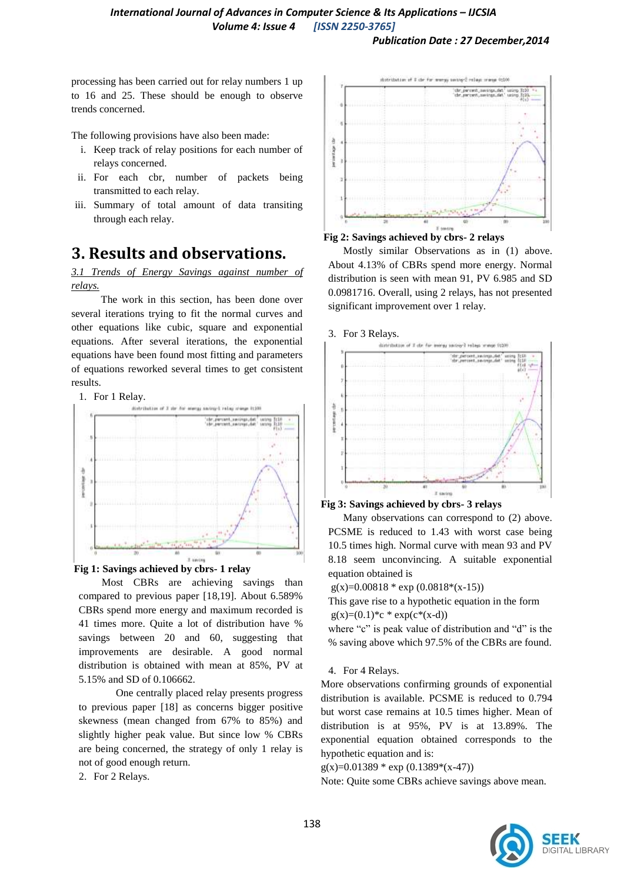processing has been carried out for relay numbers 1 up to 16 and 25. These should be enough to observe trends concerned.

The following provisions have also been made:

i. Keep track of relay positions for each number of relays concerned.
ii. For each cbr, number of packets being transmitted to each relay.
iii. Summary of total amount of data transiting through each relay.

# 3. Results and observations.

*3.1 Trends of Energy Savings against number of relays.*

The work in this section, has been done over several iterations trying to fit the normal curves and other equations like cubic, square and exponential equations. After several iterations, the exponential equations have been found most fitting and parameters of equations reworked several times to get consistent results.

1. For 1 Relay.

**Fig 1: Savings achieved by cbrs- 1 relay**

Most CBRs are achieving savings than compared to previous paper [18,19]. About 6.589% CBRs spend more energy and maximum recorded is 41 times more. Quite a lot of distribution have % savings between 20 and 60, suggesting that improvements are desirable. A good normal distribution is obtained with mean at 85%, PV at 5.15% and SD of 0.106662.

One centrally placed relay presents progress to previous paper [18] as concerns bigger positive skewness (mean changed from 67% to 85%) and slightly higher peak value. But since low % CBRs are being concerned, the strategy of only 1 relay is not of good enough return.

2. For 2 Relays.

**Fig 2: Savings achieved by cbrs- 2 relays**

Mostly similar Observations as in (1) above. About 4.13% of CBRs spend more energy. Normal distribution is seen with mean 91, PV 6.985 and SD 0.0981716. Overall, using 2 relays, has not presented significant improvement over 1 relay.

3. For 3 Relays.

**Fig 3: Savings achieved by cbrs- 3 relays**

Many observations can correspond to (2) above. PCSME is reduced to 1.43 with worst case being 10.5 times high. Normal curve with mean 93 and PV 8.18 seem unconvincing. A suitable exponential equation obtained is

$g(x)=0.00818 * \exp(0.0818*(x-15))$

This gave rise to a hypothetic equation in the form

$g(x)=(0.1)*c * \exp(c*(x-d))$

where "c" is peak value of distribution and "d" is the % saving above which 97.5% of the CBRs are found.

4. For 4 Relays.

More observations confirming grounds of exponential distribution is available. PCSME is reduced to 0.794 but worst case remains at 10.5 times higher. Mean of distribution is at 95%, PV is at 13.89%. The exponential equation obtained corresponds to the hypothetic equation and is:

$g(x)=0.01389 * \exp(0.1389*(x-47))$

Note: Quite some CBRs achieve savings above mean.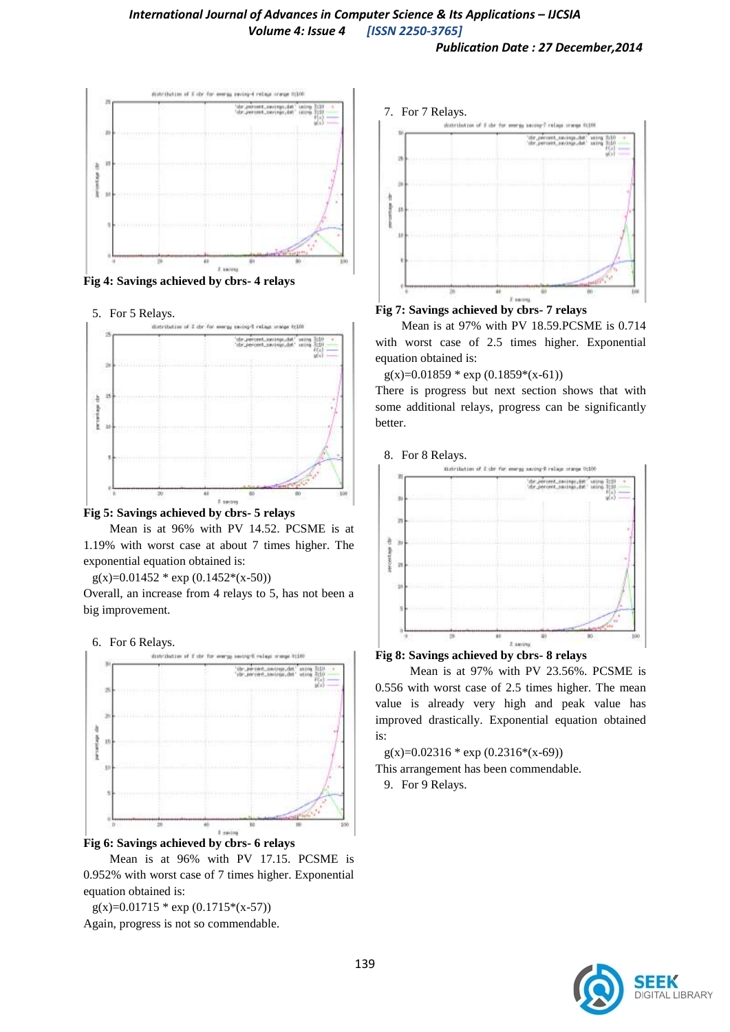Fig 4: Savings achieved by cbrs- 4 relays

5. For 5 Relays.

Fig 5: Savings achieved by cbrs- 5 relays

Mean is at 96% with PV 14.52. PCSME is at 1.19% with worst case at about 7 times higher. The exponential equation obtained is:

g(x)=0.01452 * exp (0.1452*(x-50))

Overall, an increase from 4 relays to 5, has not been a big improvement.

6. For 6 Relays.

Fig 6: Savings achieved by cbrs- 6 relays

Mean is at 96% with PV 17.15. PCSME is 0.952% with worst case of 7 times higher. Exponential equation obtained is:

g(x)=0.01715 * exp (0.1715*(x-57))

Again, progress is not so commendable.

7. For 7 Relays.

Fig 7: Savings achieved by cbrs- 7 relays

Mean is at 97% with PV 18.59.PCSME is 0.714 with worst case of 2.5 times higher. Exponential equation obtained is:

g(x)=0.01859 * exp (0.1859*(x-61))

There is progress but next section shows that with some additional relays, progress can be significantly better.

8. For 8 Relays.

Fig 8: Savings achieved by cbrs- 8 relays

Mean is at 97% with PV 23.56%. PCSME is 0.556 with worst case of 2.5 times higher. The mean value is already very high and peak value has improved drastically. Exponential equation obtained is:

g(x)=0.02316 * exp (0.2316*(x-69))

This arrangement has been commendable.

9. For 9 Relays.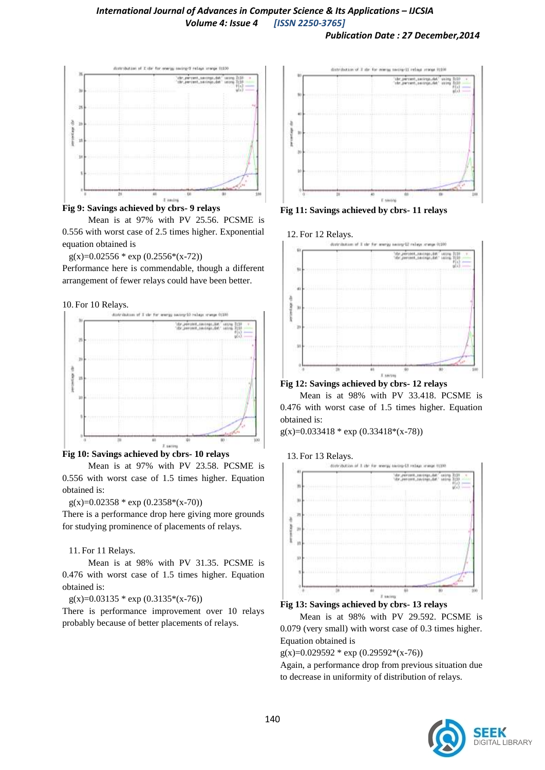**Fig 9: Savings achieved by cbrs- 9 relays**

Mean is at 97% with PV 25.56. PCSME is 0.556 with worst case of 2.5 times higher. Exponential equation obtained is

g(x)=0.02556 * exp (0.2556*(x-72))

Performance here is commendable, though a different arrangement of fewer relays could have been better.

10. For 10 Relays.

**Fig 10: Savings achieved by cbrs- 10 relays**

Mean is at 97% with PV 23.58. PCSME is 0.556 with worst case of 1.5 times higher. Equation obtained is:

g(x)=0.02358 * exp (0.2358*(x-70))

There is a performance drop here giving more grounds for studying prominence of placements of relays.

11. For 11 Relays.

Mean is at 98% with PV 31.35. PCSME is 0.476 with worst case of 1.5 times higher. Equation obtained is:

g(x)=0.03135 * exp (0.3135*(x-76))

There is performance improvement over 10 relays probably because of better placements of relays.

**Fig 11: Savings achieved by cbrs- 11 relays**

12. For 12 Relays.

**Fig 12: Savings achieved by cbrs- 12 relays**

Mean is at 98% with PV 33.418. PCSME is 0.476 with worst case of 1.5 times higher. Equation obtained is:

g(x)=0.033418 * exp (0.33418*(x-78))

13. For 13 Relays.

**Fig 13: Savings achieved by cbrs- 13 relays**

Mean is at 98% with PV 29.592. PCSME is 0.079 (very small) with worst case of 0.3 times higher. Equation obtained is

g(x)=0.029592 * exp (0.29592*(x-76))

Again, a performance drop from previous situation due to decrease in uniformity of distribution of relays.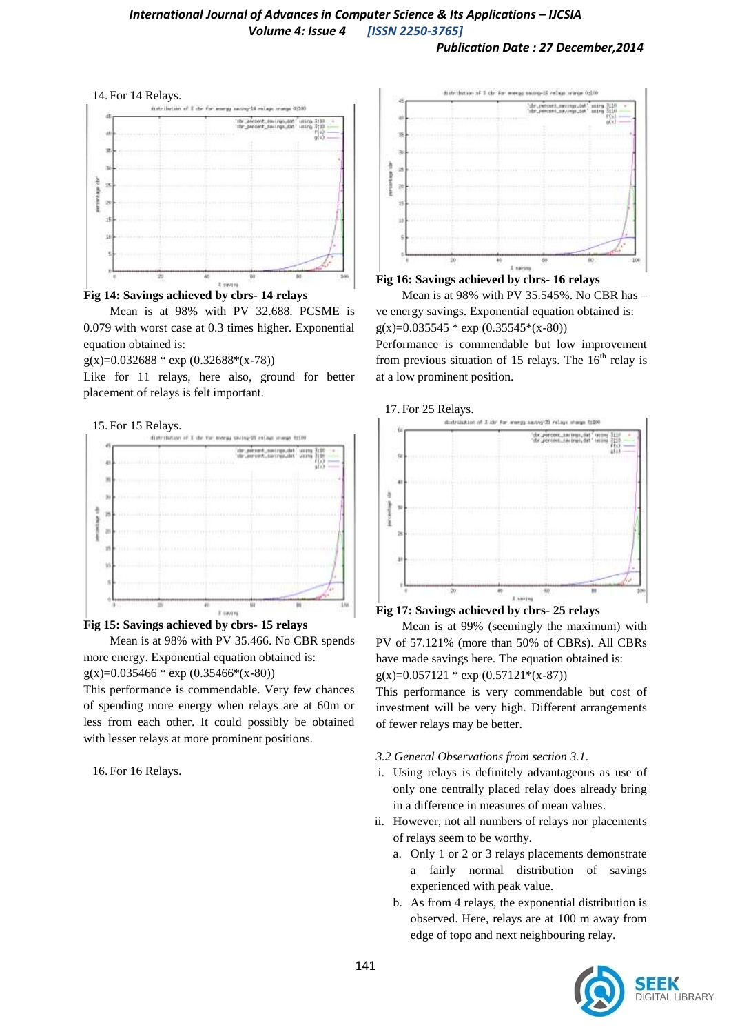14. For 14 Relays.

**Fig 14: Savings achieved by cbrs- 14 relays**

Mean is at 98% with PV 32.688. PCSME is 0.079 with worst case at 0.3 times higher. Exponential equation obtained is:

$g(x)=0.032688 * \exp(0.32688*(x-78))$

Like for 11 relays, here also, ground for better placement of relays is felt important.

15. For 15 Relays.

**Fig 15: Savings achieved by cbrs- 15 relays**

Mean is at 98% with PV 35.466. No CBR spends more energy. Exponential equation obtained is:

$g(x)=0.035466 * \exp(0.35466*(x-80))$

This performance is commendable. Very few chances of spending more energy when relays are at 60m or less from each other. It could possibly be obtained with lesser relays at more prominent positions.

16. For 16 Relays.

**Fig 16: Savings achieved by cbrs- 16 relays**

Mean is at 98% with PV 35.545%. No CBR has –ve energy savings. Exponential equation obtained is:

$g(x)=0.035545 * \exp(0.35545*(x-80))$

Performance is commendable but low improvement from previous situation of 15 relays. The 16[th] relay is at a low prominent position.

17. For 25 Relays.

**Fig 17: Savings achieved by cbrs- 25 relays**

Mean is at 99% (seemingly the maximum) with PV of 57.121% (more than 50% of CBRs). All CBRs have made savings here. The equation obtained is:

$g(x)=0.057121 * \exp(0.57121*(x-87))$

This performance is very commendable but cost of investment will be very high. Different arrangements of fewer relays may be better.

### *3.2 General Observations from section 3.1.*

i. Using relays is definitely advantageous as use of only one centrally placed relay does already bring in a difference in measures of mean values.

ii. However, not all numbers of relays nor placements of relays seem to be worthy.

   a. Only 1 or 2 or 3 relays placements demonstrate a fairly normal distribution of savings experienced with peak value.

   b. As from 4 relays, the exponential distribution is observed. Here, relays are at 100 m away from edge of topo and next neighbouring relay.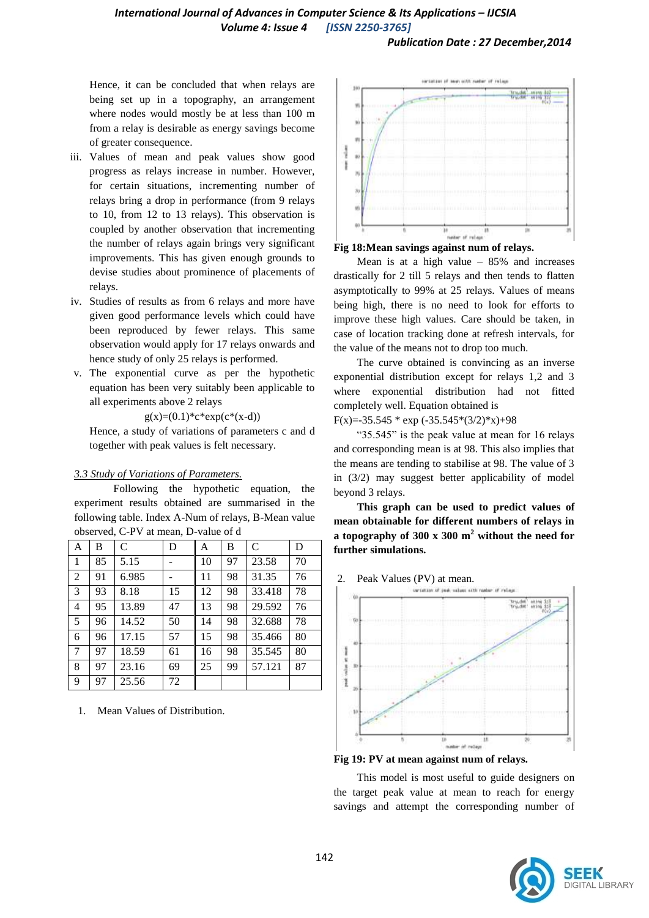Hence, it can be concluded that when relays are being set up in a topography, an arrangement where nodes would mostly be at less than 100 m from a relay is desirable as energy savings become of greater consequence.

iii. Values of mean and peak values show good progress as relays increase in number. However, for certain situations, incrementing number of relays bring a drop in performance (from 9 relays to 10, from 12 to 13 relays). This observation is coupled by another observation that incrementing the number of relays again brings very significant improvements. This has given enough grounds to devise studies about prominence of placements of relays.

iv. Studies of results as from 6 relays and more have given good performance levels which could have been reproduced by fewer relays. This same observation would apply for 17 relays onwards and hence study of only 25 relays is performed.

v. The exponential curve as per the hypothetic equation has been very suitably been applicable to all experiments above 2 relays

$$g(x)=(0.1)*c*\exp(c*(x-d))$$

Hence, a study of variations of parameters c and d together with peak values is felt necessary.

### *3.3 Study of Variations of Parameters.*

Following the hypothetic equation, the experiment results obtained are summarised in the following table. Index A-Num of relays, B-Mean value observed, C-PV at mean, D-value of d

| A | B | C | D | A | B | C | D |
|---|---|---|---|---|---|---|---|
| 1 | 85 | 5.15 | - | 10 | 97 | 23.58 | 70 |
| 2 | 91 | 6.985 | - | 11 | 98 | 31.35 | 76 |
| 3 | 93 | 8.18 | 15 | 12 | 98 | 33.418 | 78 |
| 4 | 95 | 13.89 | 47 | 13 | 98 | 29.592 | 76 |
| 5 | 96 | 14.52 | 50 | 14 | 98 | 32.688 | 78 |
| 6 | 96 | 17.15 | 57 | 15 | 98 | 35.466 | 80 |
| 7 | 97 | 18.59 | 61 | 16 | 98 | 35.545 | 80 |
| 8 | 97 | 23.16 | 69 | 25 | 99 | 57.121 | 87 |
| 9 | 97 | 25.56 | 72 | | | | |

1. Mean Values of Distribution.

**Fig 18:Mean savings against num of relays.**

Mean is at a high value – 85% and increases drastically for 2 till 5 relays and then tends to flatten asymptotically to 99% at 25 relays. Values of means being high, there is no need to look for efforts to improve these high values. Care should be taken, in case of location tracking done at refresh intervals, for the value of the means not to drop too much.

The curve obtained is convincing as an inverse exponential distribution except for relays 1,2 and 3 where exponential distribution had not fitted completely well. Equation obtained is

$$F(x)=-35.545 * \exp(-35.545*(3/2)*x)+98$$

"35.545" is the peak value at mean for 16 relays and corresponding mean is at 98. This also implies that the means are tending to stabilise at 98. The value of 3 in (3/2) may suggest better applicability of model beyond 3 relays.

**This graph can be used to predict values of mean obtainable for different numbers of relays in a topography of 300 x 300 m$^2$ without the need for further simulations.**

2. Peak Values (PV) at mean.

**Fig 19: PV at mean against num of relays.**

This model is most useful to guide designers on the target peak value at mean to reach for energy savings and attempt the corresponding number of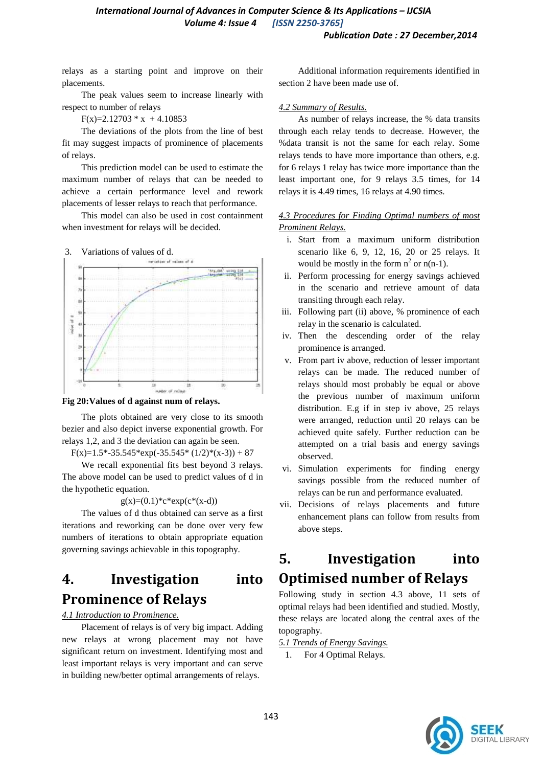relays as a starting point and improve on their placements.

The peak values seem to increase linearly with respect to number of relays

$F(x)=2.12703 * x + 4.10853$

The deviations of the plots from the line of best fit may suggest impacts of prominence of placements of relays.

This prediction model can be used to estimate the maximum number of relays that can be needed to achieve a certain performance level and rework placements of lesser relays to reach that performance.

This model can also be used in cost containment when investment for relays will be decided.

3. Variations of values of d.

**Fig 20:Values of d against num of relays.**

The plots obtained are very close to its smooth bezier and also depict inverse exponential growth. For relays 1,2, and 3 the deviation can again be seen.

$F(x)=1.5*-35.545*\exp(-35.545* (1/2)*(x-3)) + 87$

We recall exponential fits best beyond 3 relays. The above model can be used to predict values of d in the hypothetic equation.

$$g(x)=(0.1)*c*\exp(c*(x-d))$$

The values of d thus obtained can serve as a first iterations and reworking can be done over very few numbers of iterations to obtain appropriate equation governing savings achievable in this topography.

# 4. Investigation into Prominence of Relays

*4.1 Introduction to Prominence.*

Placement of relays is of very big impact. Adding new relays at wrong placement may not have significant return on investment. Identifying most and least important relays is very important and can serve in building new/better optimal arrangements of relays.

Additional information requirements identified in section 2 have been made use of.

*4.2 Summary of Results.*

As number of relays increase, the % data transits through each relay tends to decrease. However, the %data transit is not the same for each relay. Some relays tends to have more importance than others, e.g. for 6 relays 1 relay has twice more importance than the least important one, for 9 relays 3.5 times, for 14 relays it is 4.49 times, 16 relays at 4.90 times.

*4.3 Procedures for Finding Optimal numbers of most Prominent Relays.*

i. Start from a maximum uniform distribution scenario like 6, 9, 12, 16, 20 or 25 relays. It would be mostly in the form $n^2$ or $n(n-1)$.
ii. Perform processing for energy savings achieved in the scenario and retrieve amount of data transiting through each relay.
iii. Following part (ii) above, % prominence of each relay in the scenario is calculated.
iv. Then the descending order of the relay prominence is arranged.
v. From part iv above, reduction of lesser important relays can be made. The reduced number of relays should most probably be equal or above the previous number of maximum uniform distribution. E.g if in step iv above, 25 relays were arranged, reduction until 20 relays can be achieved quite safely. Further reduction can be attempted on a trial basis and energy savings observed.
vi. Simulation experiments for finding energy savings possible from the reduced number of relays can be run and performance evaluated.
vii. Decisions of relays placements and future enhancement plans can follow from results from above steps.

# 5. Investigation into Optimised number of Relays

Following study in section 4.3 above, 11 sets of optimal relays had been identified and studied. Mostly, these relays are located along the central axes of the topography.

*5.1 Trends of Energy Savings.*

1. For 4 Optimal Relays.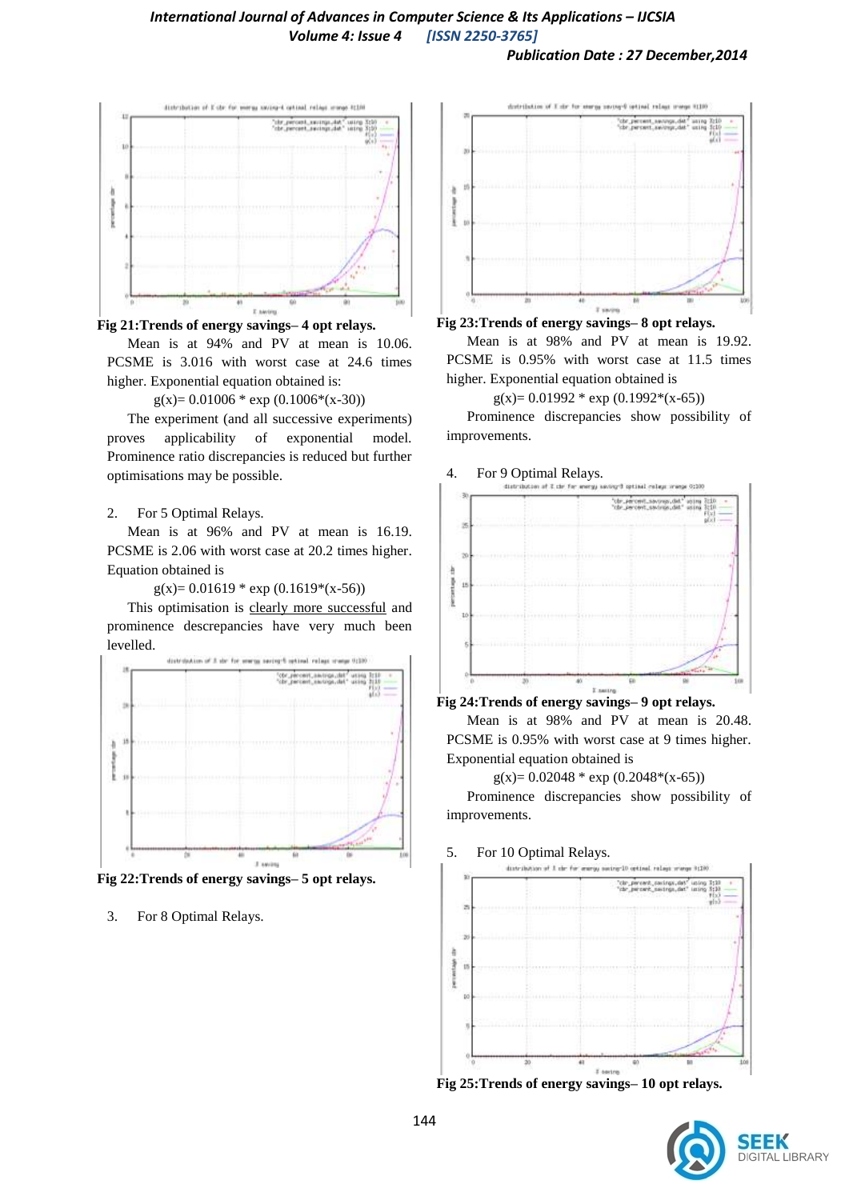**Fig 21:Trends of energy savings– 4 opt relays.**

Mean is at 94% and PV at mean is 10.06. PCSME is 3.016 with worst case at 24.6 times higher. Exponential equation obtained is:

$$g(x)= 0.01006 * \exp(0.1006*(x-30))$$

The experiment (and all successive experiments) proves applicability of exponential model. Prominence ratio discrepancies is reduced but further optimisations may be possible.

2. For 5 Optimal Relays.

Mean is at 96% and PV at mean is 16.19. PCSME is 2.06 with worst case at 20.2 times higher. Equation obtained is

$$g(x)= 0.01619 * \exp(0.1619*(x-56))$$

This optimisation is clearly more successful and prominence descrepancies have very much been levelled.

**Fig 22:Trends of energy savings– 5 opt relays.**

3. For 8 Optimal Relays.

**Fig 23:Trends of energy savings– 8 opt relays.**

Mean is at 98% and PV at mean is 19.92. PCSME is 0.95% with worst case at 11.5 times higher. Exponential equation obtained is

$$g(x)= 0.01992 * \exp(0.1992*(x-65))$$

Prominence discrepancies show possibility of improvements.

4. For 9 Optimal Relays.

**Fig 24:Trends of energy savings– 9 opt relays.**

Mean is at 98% and PV at mean is 20.48. PCSME is 0.95% with worst case at 9 times higher. Exponential equation obtained is

$$g(x)= 0.02048 * \exp(0.2048*(x-65))$$

Prominence discrepancies show possibility of improvements.

5. For 10 Optimal Relays.

**Fig 25:Trends of energy savings– 10 opt relays.**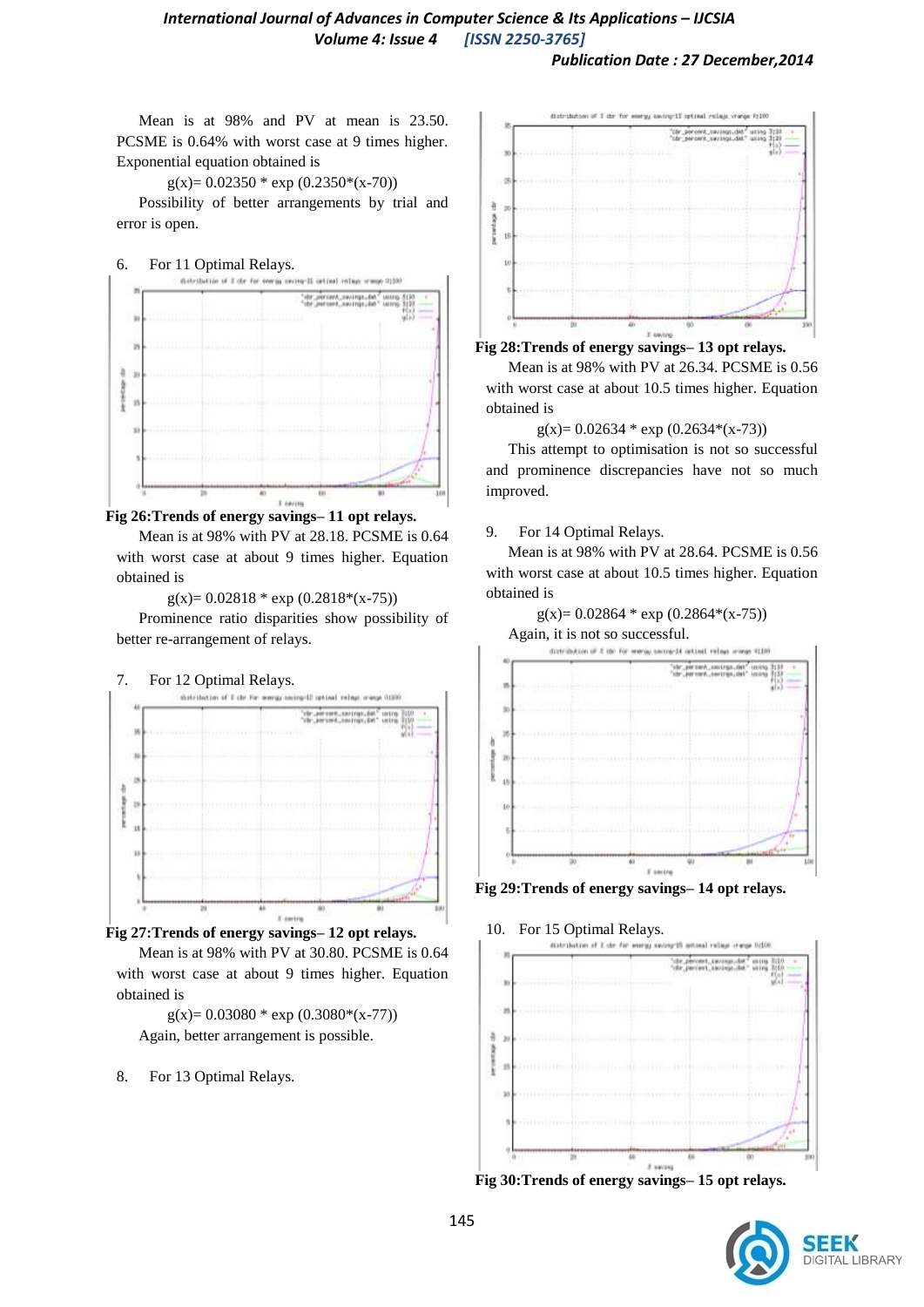Mean is at 98% and PV at mean is 23.50. PCSME is 0.64% with worst case at 9 times higher. Exponential equation obtained is

$$g(x)= 0.02350 * \exp(0.2350*(x-70))$$

Possibility of better arrangements by trial and error is open.

6. For 11 Optimal Relays.

**Fig 26:Trends of energy savings– 11 opt relays.**

Mean is at 98% with PV at 28.18. PCSME is 0.64 with worst case at about 9 times higher. Equation obtained is

$$g(x)= 0.02818 * \exp(0.2818*(x-75))$$

Prominence ratio disparities show possibility of better re-arrangement of relays.

7. For 12 Optimal Relays.

**Fig 27:Trends of energy savings– 12 opt relays.**

Mean is at 98% with PV at 30.80. PCSME is 0.64 with worst case at about 9 times higher. Equation obtained is

$$g(x)= 0.03080 * \exp(0.3080*(x-77))$$

Again, better arrangement is possible.

8. For 13 Optimal Relays.

**Fig 28:Trends of energy savings– 13 opt relays.**

Mean is at 98% with PV at 26.34. PCSME is 0.56 with worst case at about 10.5 times higher. Equation obtained is

$$g(x)= 0.02634 * \exp(0.2634*(x-73))$$

This attempt to optimisation is not so successful and prominence discrepancies have not so much improved.

9. For 14 Optimal Relays.

Mean is at 98% with PV at 28.64. PCSME is 0.56 with worst case at about 10.5 times higher. Equation obtained is

$$g(x)= 0.02864 * \exp(0.2864*(x-75))$$

Again, it is not so successful.

**Fig 29:Trends of energy savings– 14 opt relays.**

10. For 15 Optimal Relays.

**Fig 30:Trends of energy savings– 15 opt relays.**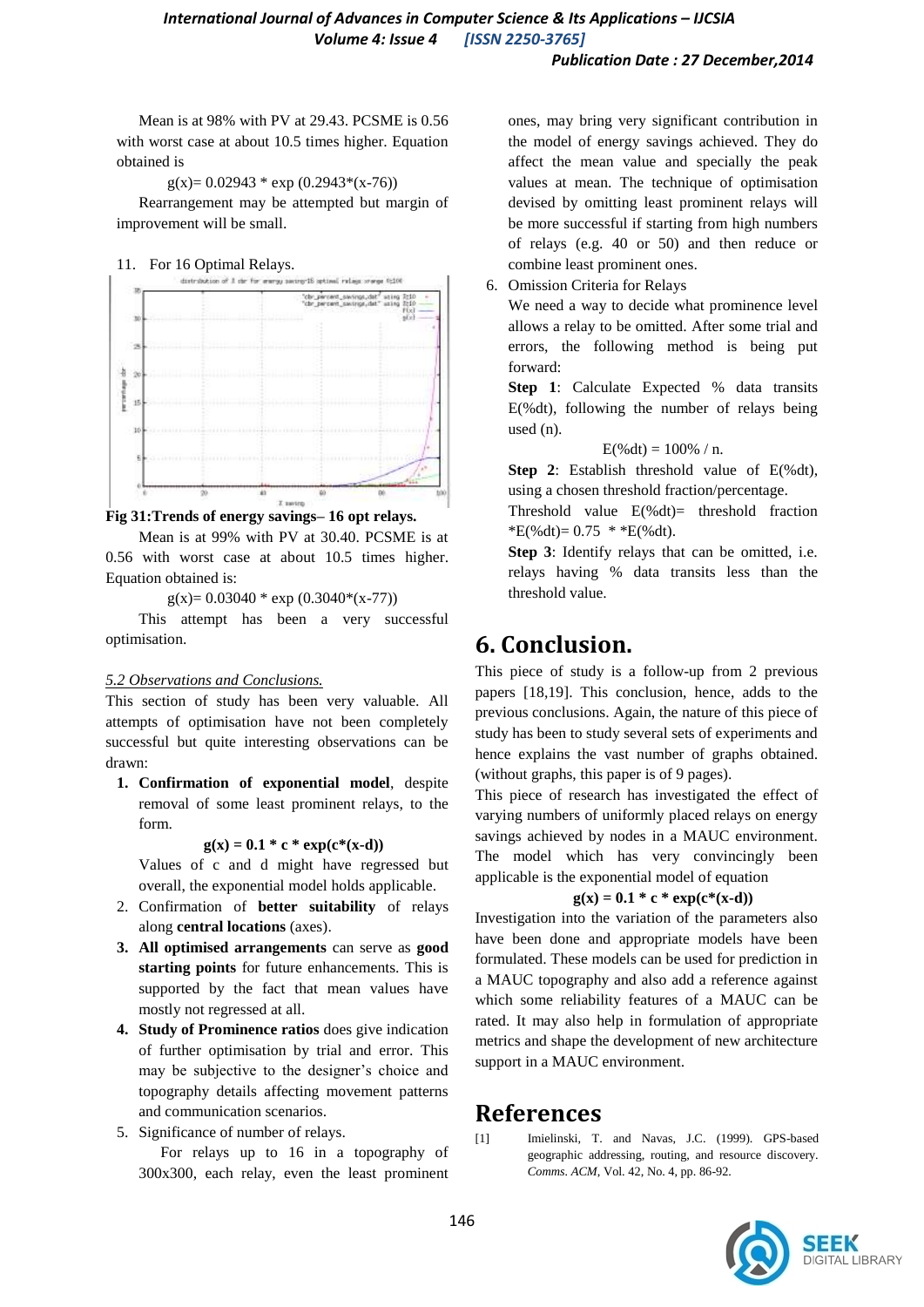Mean is at 98% with PV at 29.43. PCSME is 0.56 with worst case at about 10.5 times higher. Equation obtained is

$$g(x)= 0.02943 * \exp (0.2943*(x-76))$$

Rearrangement may be attempted but margin of improvement will be small.

11. For 16 Optimal Relays.

**Fig 31:Trends of energy savings– 16 opt relays.**

Mean is at 99% with PV at 30.40. PCSME is at 0.56 with worst case at about 10.5 times higher. Equation obtained is:

$$g(x)= 0.03040 * \exp (0.3040*(x-77))$$

This attempt has been a very successful optimisation.

*5.2 Observations and Conclusions.*

This section of study has been very valuable. All attempts of optimisation have not been completely successful but quite interesting observations can be drawn:

1. **Confirmation of exponential model**, despite removal of some least prominent relays, to the form.

   $$g(x) = 0.1 * c * \exp(c*(x-d))$$

   Values of c and d might have regressed but overall, the exponential model holds applicable.
2. Confirmation of **better suitability** of relays along **central locations** (axes).
3. **All optimised arrangements** can serve as **good starting points** for future enhancements. This is supported by the fact that mean values have mostly not regressed at all.
4. **Study of Prominence ratios** does give indication of further optimisation by trial and error. This may be subjective to the designer's choice and topography details affecting movement patterns and communication scenarios.
5. Significance of number of relays.

   For relays up to 16 in a topography of 300x300, each relay, even the least prominent ones, may bring very significant contribution in the model of energy savings achieved. They do affect the mean value and specially the peak values at mean. The technique of optimisation devised by omitting least prominent relays will be more successful if starting from high numbers of relays (e.g. 40 or 50) and then reduce or combine least prominent ones.
6. Omission Criteria for Relays

   We need a way to decide what prominence level allows a relay to be omitted. After some trial and errors, the following method is being put forward:

   **Step 1**: Calculate Expected % data transits E(%dt), following the number of relays being used (n).

   $$E(\%dt) = 100\% / n.$$

   **Step 2**: Establish threshold value of E(%dt), using a chosen threshold fraction/percentage.

   Threshold value E(%dt)= threshold fraction *E(%dt)= 0.75 * *E(%dt).

   **Step 3**: Identify relays that can be omitted, i.e. relays having % data transits less than the threshold value.

# 6. Conclusion.

This piece of study is a follow-up from 2 previous papers [18,19]. This conclusion, hence, adds to the previous conclusions. Again, the nature of this piece of study has been to study several sets of experiments and hence explains the vast number of graphs obtained. (without graphs, this paper is of 9 pages).

This piece of research has investigated the effect of varying numbers of uniformly placed relays on energy savings achieved by nodes in a MAUC environment. The model which has very convincingly been applicable is the exponential model of equation

$$g(x) = 0.1 * c * \exp(c*(x-d))$$

Investigation into the variation of the parameters also have been done and appropriate models have been formulated. These models can be used for prediction in a MAUC topography and also add a reference against which some reliability features of a MAUC can be rated. It may also help in formulation of appropriate metrics and shape the development of new architecture support in a MAUC environment.

# References

[1] Imielinski, T. and Navas, J.C. (1999). GPS-based geographic addressing, routing, and resource discovery. *Comms. ACM*, Vol. 42, No. 4, pp. 86-92.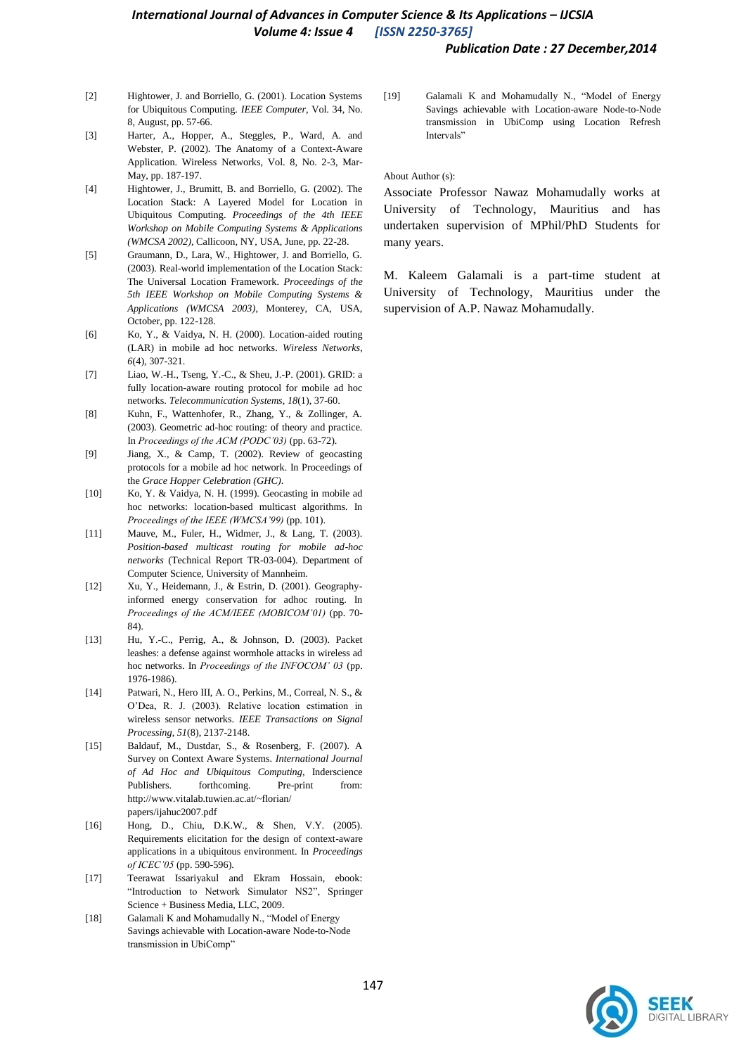[2] Hightower, J. and Borriello, G. (2001). Location Systems for Ubiquitous Computing. *IEEE Computer*, Vol. 34, No. 8, August, pp. 57-66.

[3] Harter, A., Hopper, A., Steggles, P., Ward, A. and Webster, P. (2002). The Anatomy of a Context-Aware Application. Wireless Networks, Vol. 8, No. 2-3, Mar-May, pp. 187-197.

[4] Hightower, J., Brumitt, B. and Borriello, G. (2002). The Location Stack: A Layered Model for Location in Ubiquitous Computing. *Proceedings of the 4th IEEE Workshop on Mobile Computing Systems & Applications (WMCSA 2002)*, Callicoon, NY, USA, June, pp. 22-28.

[5] Graumann, D., Lara, W., Hightower, J. and Borriello, G. (2003). Real-world implementation of the Location Stack: The Universal Location Framework. *Proceedings of the 5th IEEE Workshop on Mobile Computing Systems & Applications (WMCSA 2003)*, Monterey, CA, USA, October, pp. 122-128.

[6] Ko, Y., & Vaidya, N. H. (2000). Location-aided routing (LAR) in mobile ad hoc networks. *Wireless Networks*, *6*(4), 307-321.

[7] Liao, W.-H., Tseng, Y.-C., & Sheu, J.-P. (2001). GRID: a fully location-aware routing protocol for mobile ad hoc networks. *Telecommunication Systems*, *18*(1), 37-60.

[8] Kuhn, F., Wattenhofer, R., Zhang, Y., & Zollinger, A. (2003). Geometric ad-hoc routing: of theory and practice. In *Proceedings of the ACM (PODC'03)* (pp. 63-72).

[9] Jiang, X., & Camp, T. (2002). Review of geocasting protocols for a mobile ad hoc network. In Proceedings of the *Grace Hopper Celebration (GHC)*.

[10] Ko, Y. & Vaidya, N. H. (1999). Geocasting in mobile ad hoc networks: location-based multicast algorithms. In *Proceedings of the IEEE (WMCSA'99)* (pp. 101).

[11] Mauve, M., Fuler, H., Widmer, J., & Lang, T. (2003). *Position-based multicast routing for mobile ad-hoc networks* (Technical Report TR-03-004). Department of Computer Science, University of Mannheim.

[12] Xu, Y., Heidemann, J., & Estrin, D. (2001). Geography-informed energy conservation for adhoc routing. In *Proceedings of the ACM/IEEE (MOBICOM'01)* (pp. 70-84).

[13] Hu, Y.-C., Perrig, A., & Johnson, D. (2003). Packet leashes: a defense against wormhole attacks in wireless ad hoc networks. In *Proceedings of the INFOCOM' 03* (pp. 1976-1986).

[14] Patwari, N., Hero III, A. O., Perkins, M., Correal, N. S., & O'Dea, R. J. (2003). Relative location estimation in wireless sensor networks. *IEEE Transactions on Signal Processing*, *51*(8), 2137-2148.

[15] Baldauf, M., Dustdar, S., & Rosenberg, F. (2007). A Survey on Context Aware Systems. *International Journal of Ad Hoc and Ubiquitous Computing*, Inderscience Publishers. forthcoming. Pre-print from: http://www.vitalab.tuwien.ac.at/~florian/papers/ijahuc2007.pdf

[16] Hong, D., Chiu, D.K.W., & Shen, V.Y. (2005). Requirements elicitation for the design of context-aware applications in a ubiquitous environment. In *Proceedings of ICEC'05* (pp. 590-596).

[17] Teerawat Issariyakul and Ekram Hossain, ebook: "Introduction to Network Simulator NS2", Springer Science + Business Media, LLC, 2009.

[18] Galamali K and Mohamudally N., "Model of Energy Savings achievable with Location-aware Node-to-Node transmission in UbiComp"

[19] Galamali K and Mohamudally N., "Model of Energy Savings achievable with Location-aware Node-to-Node transmission in UbiComp using Location Refresh Intervals"

About Author (s):

Associate Professor Nawaz Mohamudally works at University of Technology, Mauritius and has undertaken supervision of MPhil/PhD Students for many years.

M. Kaleem Galamali is a part-time student at University of Technology, Mauritius under the supervision of A.P. Nawaz Mohamudally.